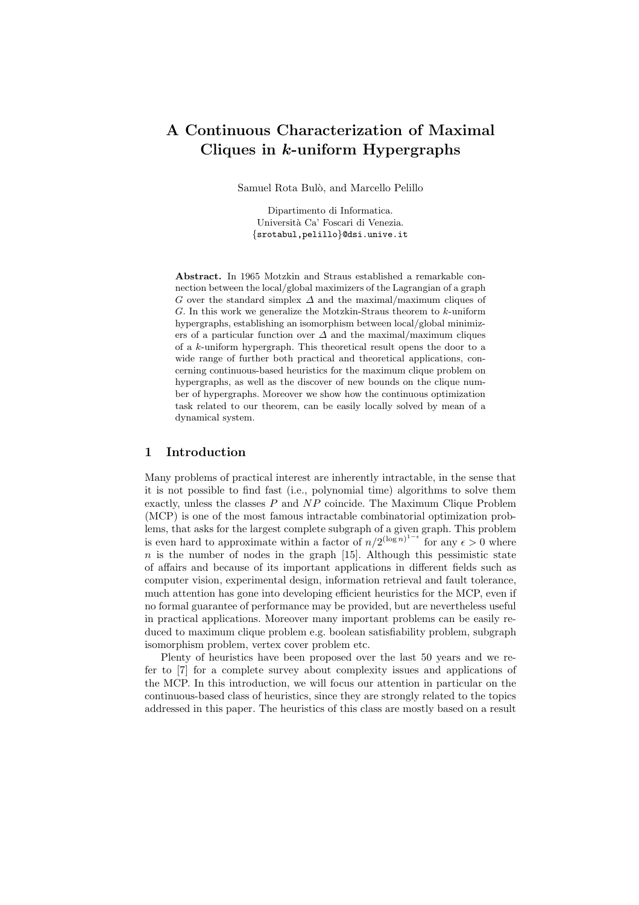# A Continuous Characterization of Maximal Cliques in $k$-uniform Hypergraphs

Samuel Rota Bulò, and Marcello Pelillo

Dipartimento di Informatica.
Università Ca' Foscari di Venezia.
{srotabul,pelillo}@dsi.unive.it

**Abstract.** In 1965 Motzkin and Straus established a remarkable connection between the local/global maximizers of the Lagrangian of a graph $G$ over the standard simplex $\Delta$ and the maximal/maximum cliques of $G$. In this work we generalize the Motzkin-Straus theorem to $k$-uniform hypergraphs, establishing an isomorphism between local/global minimizers of a particular function over $\Delta$ and the maximal/maximum cliques of a $k$-uniform hypergraph. This theoretical result opens the door to a wide range of further both practical and theoretical applications, concerning continuous-based heuristics for the maximum clique problem on hypergraphs, as well as the discover of new bounds on the clique number of hypergraphs. Moreover we show how the continuous optimization task related to our theorem, can be easily locally solved by mean of a dynamical system.

## 1 Introduction

Many problems of practical interest are inherently intractable, in the sense that it is not possible to find fast (i.e., polynomial time) algorithms to solve them exactly, unless the classes $P$ and $NP$ coincide. The Maximum Clique Problem (MCP) is one of the most famous intractable combinatorial optimization problems, that asks for the largest complete subgraph of a given graph. This problem is even hard to approximate within a factor of $n/2^{(\log n)^{1-\epsilon}}$ for any $\epsilon > 0$ where $n$ is the number of nodes in the graph [15]. Although this pessimistic state of affairs and because of its important applications in different fields such as computer vision, experimental design, information retrieval and fault tolerance, much attention has gone into developing efficient heuristics for the MCP, even if no formal guarantee of performance may be provided, but are nevertheless useful in practical applications. Moreover many important problems can be easily reduced to maximum clique problem e.g. boolean satisfiability problem, subgraph isomorphism problem, vertex cover problem etc.

Plenty of heuristics have been proposed over the last 50 years and we refer to [7] for a complete survey about complexity issues and applications of the MCP. In this introduction, we will focus our attention in particular on the continuous-based class of heuristics, since they are strongly related to the topics addressed in this paper. The heuristics of this class are mostly based on a result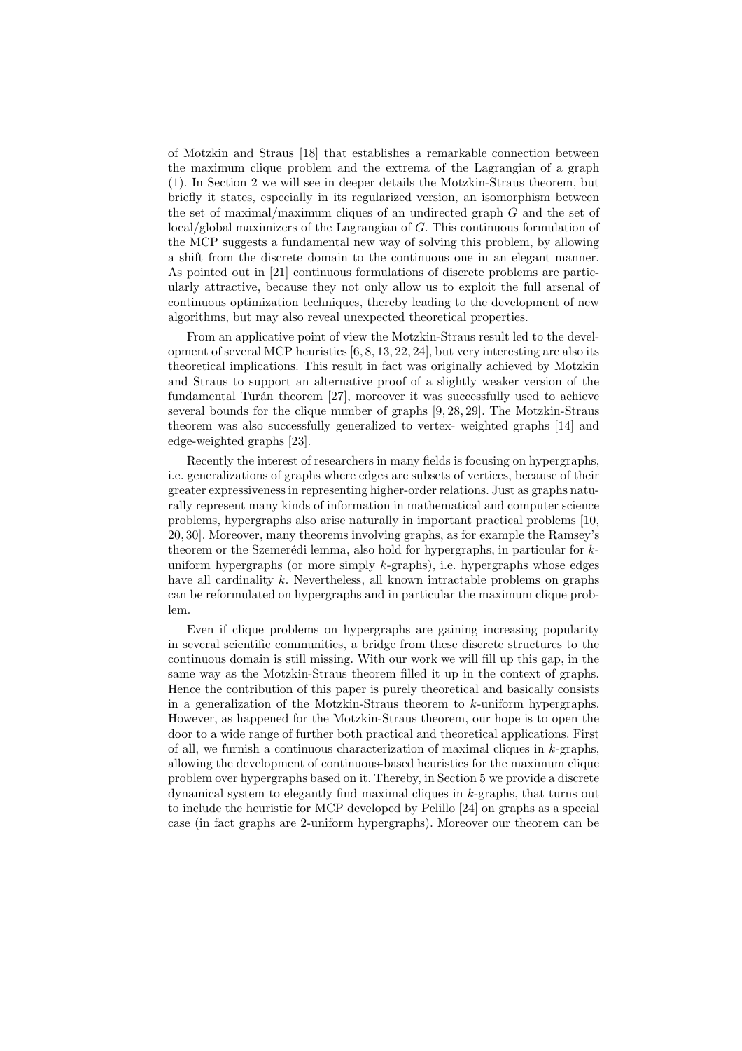of Motzkin and Straus [18] that establishes a remarkable connection between the maximum clique problem and the extrema of the Lagrangian of a graph (1). In Section 2 we will see in deeper details the Motzkin-Straus theorem, but briefly it states, especially in its regularized version, an isomorphism between the set of maximal/maximum cliques of an undirected graph $G$ and the set of local/global maximizers of the Lagrangian of $G$. This continuous formulation of the MCP suggests a fundamental new way of solving this problem, by allowing a shift from the discrete domain to the continuous one in an elegant manner. As pointed out in [21] continuous formulations of discrete problems are particularly attractive, because they not only allow us to exploit the full arsenal of continuous optimization techniques, thereby leading to the development of new algorithms, but may also reveal unexpected theoretical properties.

From an applicative point of view the Motzkin-Straus result led to the development of several MCP heuristics [6, 8, 13, 22, 24], but very interesting are also its theoretical implications. This result in fact was originally achieved by Motzkin and Straus to support an alternative proof of a slightly weaker version of the fundamental Turán theorem [27], moreover it was successfully used to achieve several bounds for the clique number of graphs [9, 28, 29]. The Motzkin-Straus theorem was also successfully generalized to vertex- weighted graphs [14] and edge-weighted graphs [23].

Recently the interest of researchers in many fields is focusing on hypergraphs, i.e. generalizations of graphs where edges are subsets of vertices, because of their greater expressiveness in representing higher-order relations. Just as graphs naturally represent many kinds of information in mathematical and computer science problems, hypergraphs also arise naturally in important practical problems [10, 20, 30]. Moreover, many theorems involving graphs, as for example the Ramsey's theorem or the Szemerédi lemma, also hold for hypergraphs, in particular for $k$-uniform hypergraphs (or more simply $k$-graphs), i.e. hypergraphs whose edges have all cardinality $k$. Nevertheless, all known intractable problems on graphs can be reformulated on hypergraphs and in particular the maximum clique problem.

Even if clique problems on hypergraphs are gaining increasing popularity in several scientific communities, a bridge from these discrete structures to the continuous domain is still missing. With our work we will fill up this gap, in the same way as the Motzkin-Straus theorem filled it up in the context of graphs. Hence the contribution of this paper is purely theoretical and basically consists in a generalization of the Motzkin-Straus theorem to $k$-uniform hypergraphs. However, as happened for the Motzkin-Straus theorem, our hope is to open the door to a wide range of further both practical and theoretical applications. First of all, we furnish a continuous characterization of maximal cliques in $k$-graphs, allowing the development of continuous-based heuristics for the maximum clique problem over hypergraphs based on it. Thereby, in Section 5 we provide a discrete dynamical system to elegantly find maximal cliques in $k$-graphs, that turns out to include the heuristic for MCP developed by Pelillo [24] on graphs as a special case (in fact graphs are 2-uniform hypergraphs). Moreover our theorem can be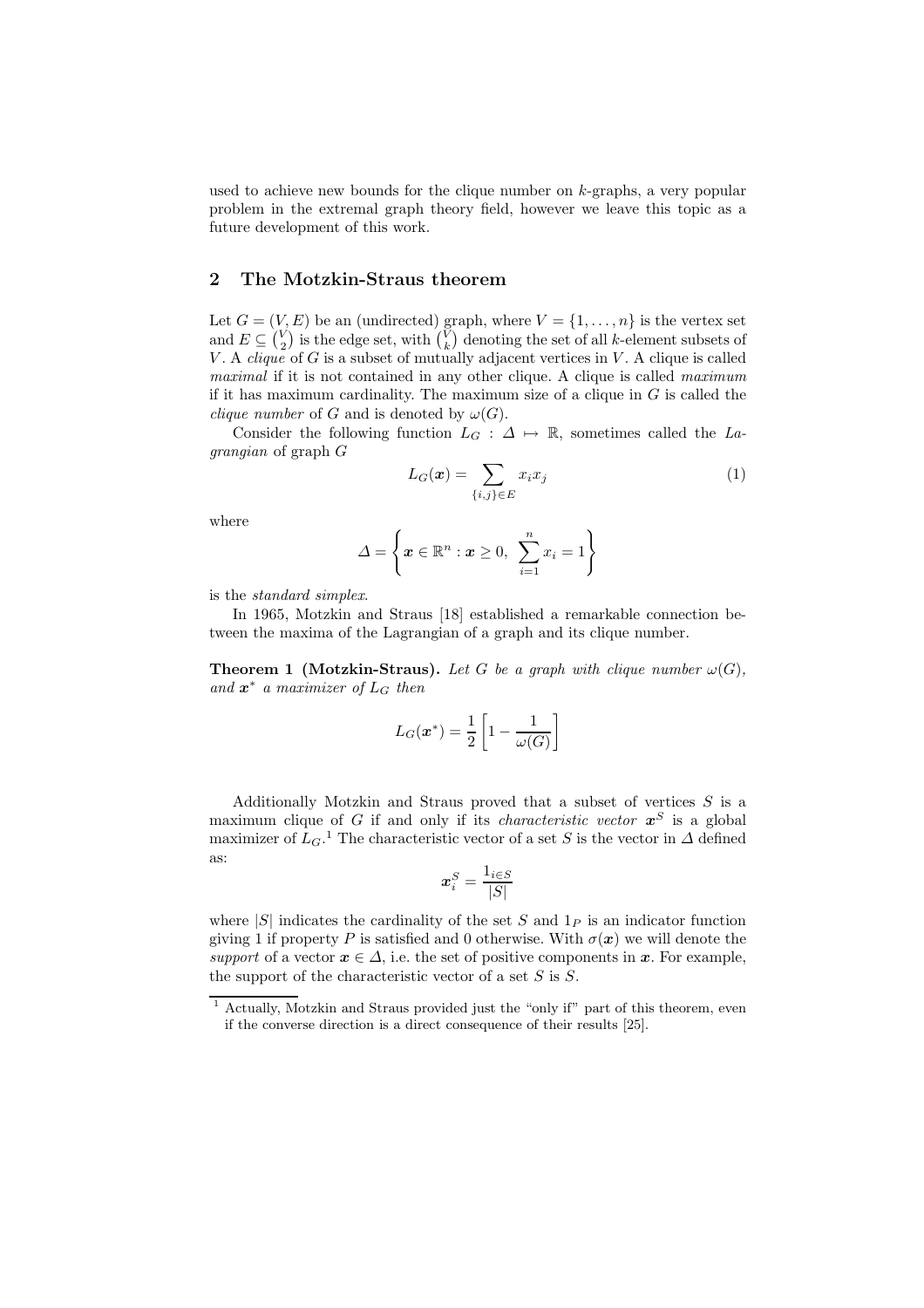used to achieve new bounds for the clique number on $k$-graphs, a very popular problem in the extremal graph theory field, however we leave this topic as a future development of this work.

## 2 The Motzkin-Straus theorem

Let $G = (V, E)$ be an (undirected) graph, where $V = \{1, \ldots, n\}$ is the vertex set and $E \subseteq \binom{V}{2}$ is the edge set, with $\binom{V}{k}$ denoting the set of all $k$-element subsets of $V$. A *clique* of $G$ is a subset of mutually adjacent vertices in $V$. A clique is called *maximal* if it is not contained in any other clique. A clique is called *maximum* if it has maximum cardinality. The maximum size of a clique in $G$ is called the *clique number* of $G$ and is denoted by $\omega(G)$.

Consider the following function $L_G : \Delta \mapsto \mathbb{R}$, sometimes called the *Lagrangian* of graph $G$

$$L_G(\boldsymbol{x}) = \sum_{\{i,j\} \in E} x_i x_j \tag{1}$$

where

$$\Delta = \left\{ \boldsymbol{x} \in \mathbb{R}^n : \boldsymbol{x} \geq 0, \ \sum_{i=1}^{n} x_i = 1 \right\}$$

is the *standard simplex*.

In 1965, Motzkin and Straus [18] established a remarkable connection between the maxima of the Lagrangian of a graph and its clique number.

**Theorem 1 (Motzkin-Straus).** *Let $G$ be a graph with clique number $\omega(G)$, and $\boldsymbol{x}^*$ a maximizer of $L_G$ then*

$$L_G(\boldsymbol{x}^*) = \frac{1}{2}\left[1 - \frac{1}{\omega(G)}\right]$$

Additionally Motzkin and Straus proved that a subset of vertices $S$ is a maximum clique of $G$ if and only if its *characteristic vector* $\boldsymbol{x}^S$ is a global maximizer of $L_G$.[1] The characteristic vector of a set $S$ is the vector in $\Delta$ defined as:

$$\boldsymbol{x}_i^S = \frac{1_{i \in S}}{|S|}$$

where $|S|$ indicates the cardinality of the set $S$ and $1_P$ is an indicator function giving 1 if property $P$ is satisfied and 0 otherwise. With $\sigma(\boldsymbol{x})$ we will denote the *support* of a vector $\boldsymbol{x} \in \Delta$, i.e. the set of positive components in $\boldsymbol{x}$. For example, the support of the characteristic vector of a set $S$ is $S$.

[1] Actually, Motzkin and Straus provided just the "only if" part of this theorem, even if the converse direction is a direct consequence of their results [25].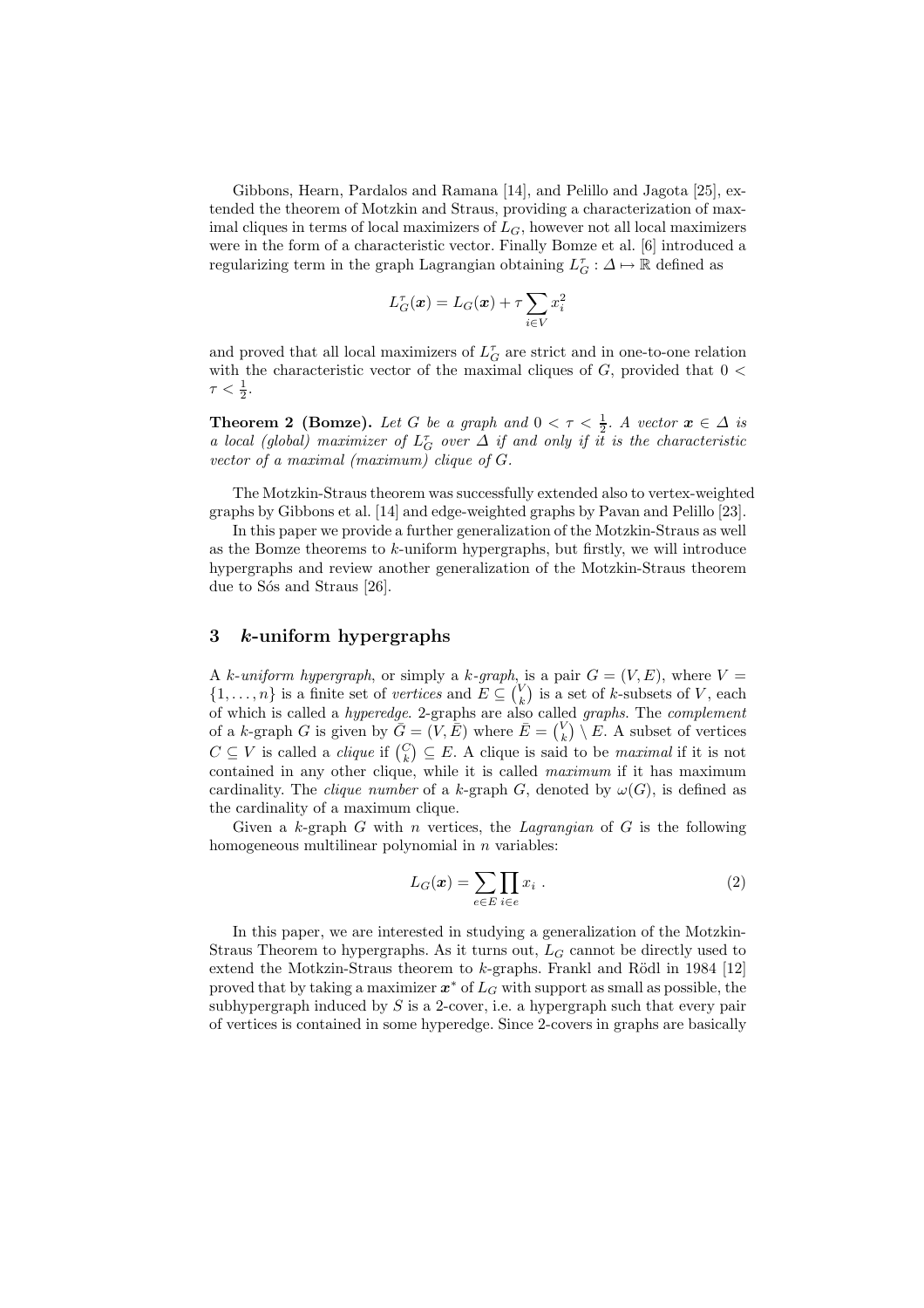Gibbons, Hearn, Pardalos and Ramana [14], and Pelillo and Jagota [25], extended the theorem of Motzkin and Straus, providing a characterization of maximal cliques in terms of local maximizers of $L_G$, however not all local maximizers were in the form of a characteristic vector. Finally Bomze et al. [6] introduced a regularizing term in the graph Lagrangian obtaining $L_G^\tau : \Delta \mapsto \mathbb{R}$ defined as

$$L_G^\tau(\boldsymbol{x}) = L_G(\boldsymbol{x}) + \tau \sum_{i \in V} x_i^2$$

and proved that all local maximizers of $L_G^\tau$ are strict and in one-to-one relation with the characteristic vector of the maximal cliques of $G$, provided that $0 < \tau < \frac{1}{2}$.

**Theorem 2 (Bomze).** *Let $G$ be a graph and $0 < \tau < \frac{1}{2}$. A vector $\boldsymbol{x} \in \Delta$ is a local (global) maximizer of $L_G^\tau$ over $\Delta$ if and only if it is the characteristic vector of a maximal (maximum) clique of $G$.*

The Motzkin-Straus theorem was successfully extended also to vertex-weighted graphs by Gibbons et al. [14] and edge-weighted graphs by Pavan and Pelillo [23].

In this paper we provide a further generalization of the Motzkin-Straus as well as the Bomze theorems to $k$-uniform hypergraphs, but firstly, we will introduce hypergraphs and review another generalization of the Motzkin-Straus theorem due to Sós and Straus [26].

## 3 $k$-uniform hypergraphs

A *$k$-uniform hypergraph*, or simply a *$k$-graph*, is a pair $G = (V, E)$, where $V = \{1, \ldots, n\}$ is a finite set of *vertices* and $E \subseteq \binom{V}{k}$ is a set of $k$-subsets of $V$, each of which is called a *hyperedge*. 2-graphs are also called *graphs*. The *complement* of a $k$-graph $G$ is given by $\bar{G} = (V, \bar{E})$ where $\bar{E} = \binom{V}{k} \setminus E$. A subset of vertices $C \subseteq V$ is called a *clique* if $\binom{C}{k} \subseteq E$. A clique is said to be *maximal* if it is not contained in any other clique, while it is called *maximum* if it has maximum cardinality. The *clique number* of a $k$-graph $G$, denoted by $\omega(G)$, is defined as the cardinality of a maximum clique.

Given a $k$-graph $G$ with $n$ vertices, the *Lagrangian* of $G$ is the following homogeneous multilinear polynomial in $n$ variables:

$$L_G(\boldsymbol{x}) = \sum_{e \in E} \prod_{i \in e} x_i \ . \tag{2}$$

In this paper, we are interested in studying a generalization of the Motzkin-Straus Theorem to hypergraphs. As it turns out, $L_G$ cannot be directly used to extend the Motkzin-Straus theorem to $k$-graphs. Frankl and Rödl in 1984 [12] proved that by taking a maximizer $\boldsymbol{x}^*$ of $L_G$ with support as small as possible, the subhypergraph induced by $S$ is a 2-cover, i.e. a hypergraph such that every pair of vertices is contained in some hyperedge. Since 2-covers in graphs are basically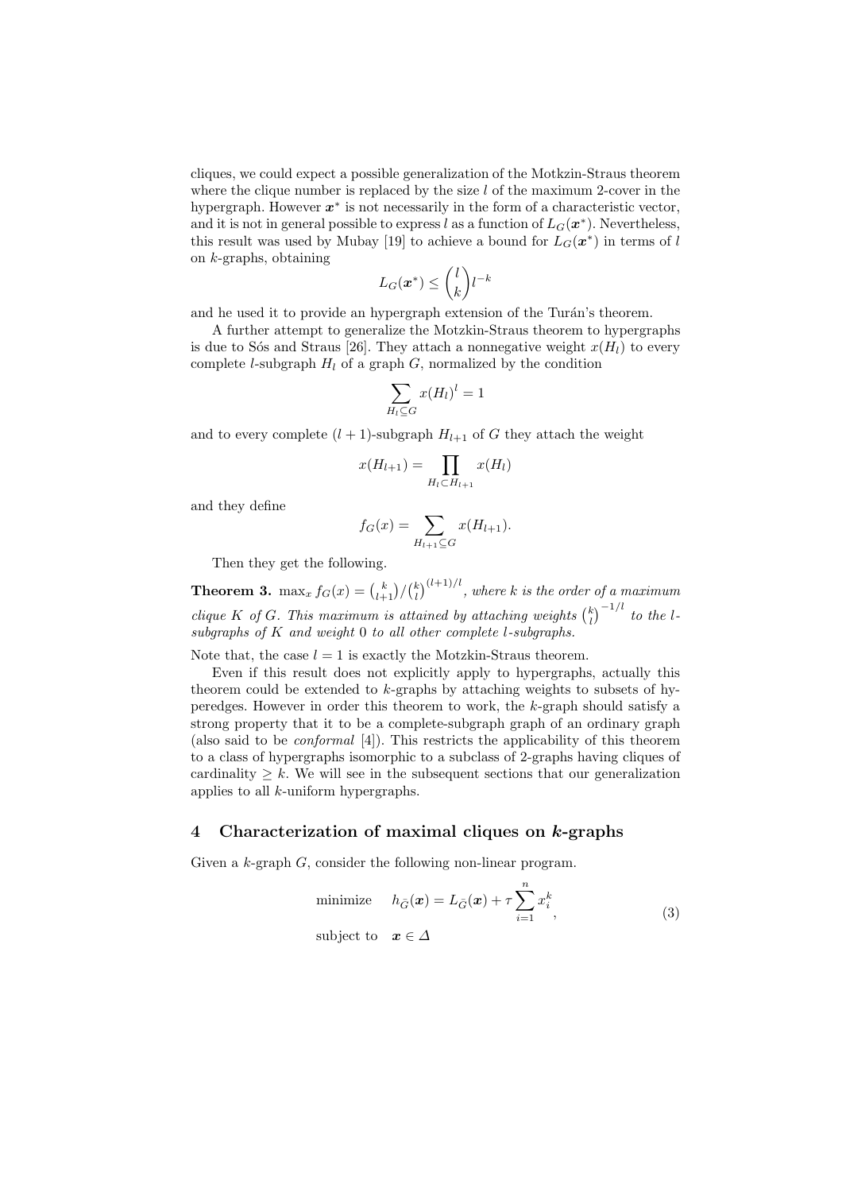cliques, we could expect a possible generalization of the Motkzin-Straus theorem where the clique number is replaced by the size $l$ of the maximum 2-cover in the hypergraph. However $\boldsymbol{x}^*$ is not necessarily in the form of a characteristic vector, and it is not in general possible to express $l$ as a function of $L_G(\boldsymbol{x}^*)$. Nevertheless, this result was used by Mubay [19] to achieve a bound for $L_G(\boldsymbol{x}^*)$ in terms of $l$ on $k$-graphs, obtaining

$$L_G(\boldsymbol{x}^*) \leq \binom{l}{k} l^{-k}$$

and he used it to provide an hypergraph extension of the Turán's theorem.

A further attempt to generalize the Motzkin-Straus theorem to hypergraphs is due to Sós and Straus [26]. They attach a nonnegative weight $x(H_l)$ to every complete $l$-subgraph $H_l$ of a graph $G$, normalized by the condition

$$\sum_{H_l \subseteq G} x(H_l)^l = 1$$

and to every complete $(l+1)$-subgraph $H_{l+1}$ of $G$ they attach the weight

$$x(H_{l+1}) = \prod_{H_l \subset H_{l+1}} x(H_l)$$

and they define

$$f_G(x) = \sum_{H_{l+1} \subseteq G} x(H_{l+1}).$$

Then they get the following.

**Theorem 3.** $\max_x f_G(x) = \binom{k}{l+1} / \binom{k}{l}^{(l+1)/l}$*, where $k$ is the order of a maximum clique $K$ of $G$. This maximum is attained by attaching weights* $\binom{k}{l}^{-1/l}$ *to the $l$-subgraphs of $K$ and weight 0 to all other complete $l$-subgraphs.*

Note that, the case $l = 1$ is exactly the Motzkin-Straus theorem.

Even if this result does not explicitly apply to hypergraphs, actually this theorem could be extended to $k$-graphs by attaching weights to subsets of hyperedges. However in order this theorem to work, the $k$-graph should satisfy a strong property that it to be a complete-subgraph graph of an ordinary graph (also said to be *conformal* [4]). This restricts the applicability of this theorem to a class of hypergraphs isomorphic to a subclass of 2-graphs having cliques of cardinality $\geq k$. We will see in the subsequent sections that our generalization applies to all $k$-uniform hypergraphs.

## 4 Characterization of maximal cliques on $k$-graphs

Given a $k$-graph $G$, consider the following non-linear program.

$$\begin{aligned} \text{minimize} \quad & h_{\bar{G}}(\boldsymbol{x}) = L_{\bar{G}}(\boldsymbol{x}) + \tau \sum_{i=1}^{n} x_i^k \\ \text{subject to} \quad & \boldsymbol{x} \in \Delta \end{aligned} \tag{3}$$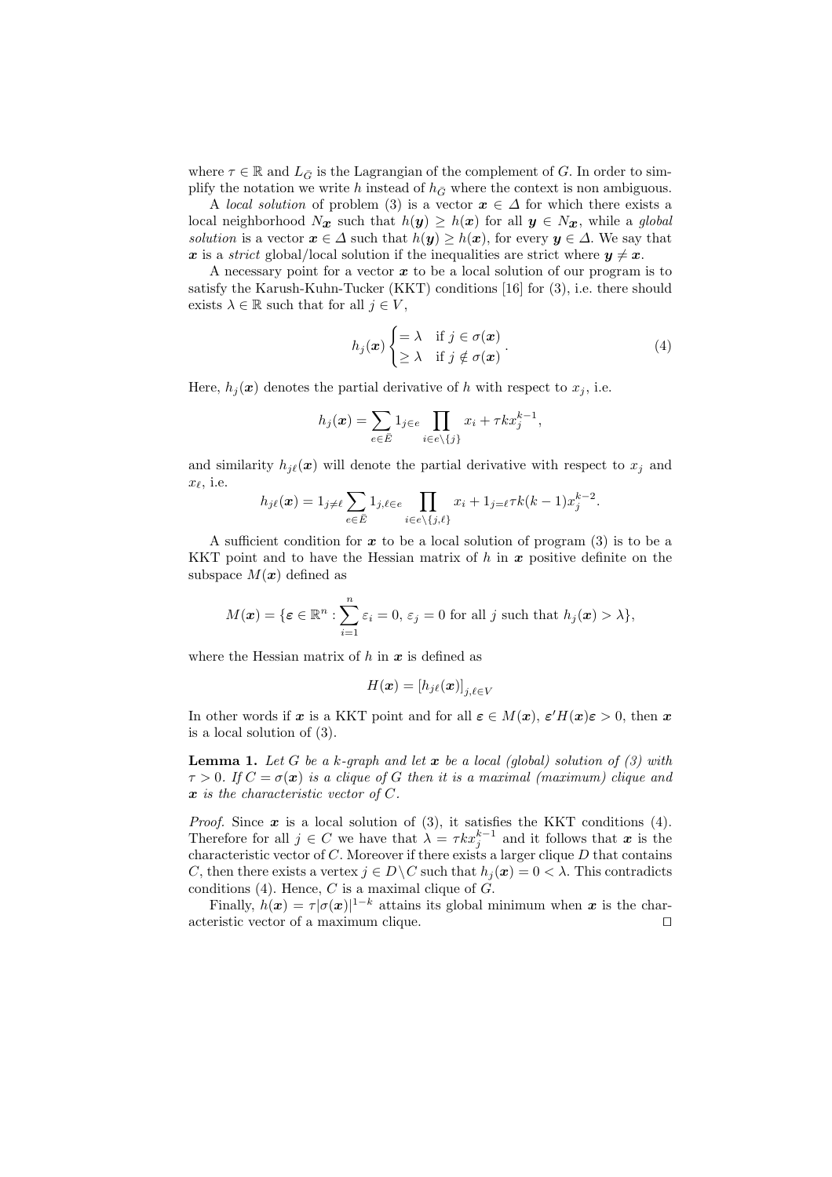where $\tau \in \mathbb{R}$ and $L_{\bar{G}}$ is the Lagrangian of the complement of $G$. In order to simplify the notation we write $h$ instead of $h_{\bar{G}}$ where the context is non ambiguous.

A *local solution* of problem (3) is a vector $\boldsymbol{x} \in \Delta$ for which there exists a local neighborhood $N_{\boldsymbol{x}}$ such that $h(\boldsymbol{y}) \geq h(\boldsymbol{x})$ for all $\boldsymbol{y} \in N_{\boldsymbol{x}}$, while a *global solution* is a vector $\boldsymbol{x} \in \Delta$ such that $h(\boldsymbol{y}) \geq h(\boldsymbol{x})$, for every $\boldsymbol{y} \in \Delta$. We say that $\boldsymbol{x}$ is a *strict* global/local solution if the inequalities are strict where $\boldsymbol{y} \neq \boldsymbol{x}$.

A necessary point for a vector $\boldsymbol{x}$ to be a local solution of our program is to satisfy the Karush-Kuhn-Tucker (KKT) conditions [16] for (3), i.e. there should exists $\lambda \in \mathbb{R}$ such that for all $j \in V$,

$$h_j(\boldsymbol{x}) \begin{cases} = \lambda & \text{if } j \in \sigma(\boldsymbol{x}) \\ \geq \lambda & \text{if } j \notin \sigma(\boldsymbol{x}) \end{cases} . \tag{4}$$

Here, $h_j(\boldsymbol{x})$ denotes the partial derivative of $h$ with respect to $x_j$, i.e.

$$h_j(\boldsymbol{x}) = \sum_{e \in \bar{E}} 1_{j \in e} \prod_{i \in e \setminus \{j\}} x_i + \tau k x_j^{k-1},$$

and similarity $h_{j\ell}(\boldsymbol{x})$ will denote the partial derivative with respect to $x_j$ and $x_\ell$, i.e.

$$h_{j\ell}(\boldsymbol{x}) = 1_{j \neq \ell} \sum_{e \in \bar{E}} 1_{j,\ell \in e} \prod_{i \in e \setminus \{j,\ell\}} x_i + 1_{j=\ell} \tau k(k-1) x_j^{k-2}.$$

A sufficient condition for $\boldsymbol{x}$ to be a local solution of program (3) is to be a KKT point and to have the Hessian matrix of $h$ in $\boldsymbol{x}$ positive definite on the subspace $M(\boldsymbol{x})$ defined as

$$M(\boldsymbol{x}) = \{\boldsymbol{\varepsilon} \in \mathbb{R}^n : \sum_{i=1}^{n} \varepsilon_i = 0, \, \varepsilon_j = 0 \text{ for all } j \text{ such that } h_j(\boldsymbol{x}) > \lambda\},$$

where the Hessian matrix of $h$ in $\boldsymbol{x}$ is defined as

$$H(\boldsymbol{x}) = \left[h_{j\ell}(\boldsymbol{x})\right]_{j,\ell \in V}$$

In other words if $\boldsymbol{x}$ is a KKT point and for all $\boldsymbol{\varepsilon} \in M(\boldsymbol{x})$, $\boldsymbol{\varepsilon}' H(\boldsymbol{x}) \boldsymbol{\varepsilon} > 0$, then $\boldsymbol{x}$ is a local solution of (3).

**Lemma 1.** *Let $G$ be a $k$-graph and let $\boldsymbol{x}$ be a local (global) solution of (3) with $\tau > 0$. If $C = \sigma(\boldsymbol{x})$ is a clique of $G$ then it is a maximal (maximum) clique and $\boldsymbol{x}$ is the characteristic vector of $C$.*

*Proof.* Since $\boldsymbol{x}$ is a local solution of (3), it satisfies the KKT conditions (4). Therefore for all $j \in C$ we have that $\lambda = \tau k x_j^{k-1}$ and it follows that $\boldsymbol{x}$ is the characteristic vector of $C$. Moreover if there exists a larger clique $D$ that contains $C$, then there exists a vertex $j \in D \setminus C$ such that $h_j(\boldsymbol{x}) = 0 < \lambda$. This contradicts conditions (4). Hence, $C$ is a maximal clique of $G$.

Finally, $h(\boldsymbol{x}) = \tau |\sigma(\boldsymbol{x})|^{1-k}$ attains its global minimum when $\boldsymbol{x}$ is the characteristic vector of a maximum clique. $\square$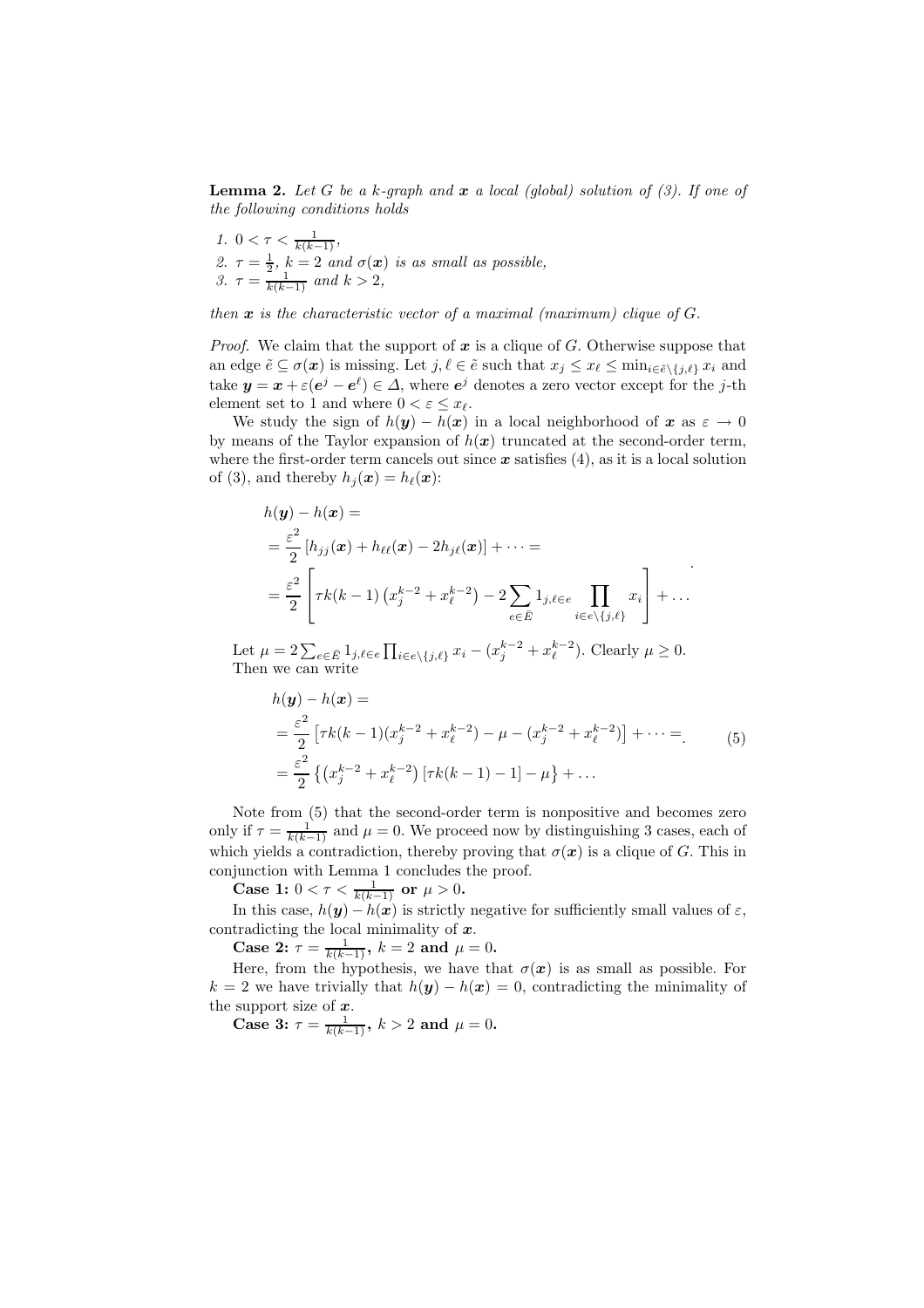**Lemma 2.** *Let $G$ be a $k$-graph and $\boldsymbol{x}$ a local (global) solution of (3). If one of the following conditions holds*

1. $0 < \tau < \frac{1}{k(k-1)}$,
2. $\tau = \frac{1}{2}$, $k = 2$ *and* $\sigma(\boldsymbol{x})$ *is as small as possible,*
3. $\tau = \frac{1}{k(k-1)}$ *and* $k > 2$,

*then $\boldsymbol{x}$ is the characteristic vector of a maximal (maximum) clique of $G$.*

*Proof.* We claim that the support of $\boldsymbol{x}$ is a clique of $G$. Otherwise suppose that an edge $\tilde{e} \subseteq \sigma(\boldsymbol{x})$ is missing. Let $j, \ell \in \tilde{e}$ such that $x_j \leq x_\ell \leq \min_{i \in \tilde{e} \setminus \{j,\ell\}} x_i$ and take $\boldsymbol{y} = \boldsymbol{x} + \varepsilon(\boldsymbol{e}^j - \boldsymbol{e}^\ell) \in \Delta$, where $\boldsymbol{e}^j$ denotes a zero vector except for the $j$-th element set to 1 and where $0 < \varepsilon \leq x_\ell$.

We study the sign of $h(\boldsymbol{y}) - h(\boldsymbol{x})$ in a local neighborhood of $\boldsymbol{x}$ as $\varepsilon \to 0$ by means of the Taylor expansion of $h(\boldsymbol{x})$ truncated at the second-order term, where the first-order term cancels out since $\boldsymbol{x}$ satisfies (4), as it is a local solution of (3), and thereby $h_j(\boldsymbol{x}) = h_\ell(\boldsymbol{x})$:

$$
\begin{aligned}
& h(\boldsymbol{y}) - h(\boldsymbol{x}) = \\
& = \frac{\varepsilon^2}{2} \left[ h_{jj}(\boldsymbol{x}) + h_{\ell\ell}(\boldsymbol{x}) - 2h_{j\ell}(\boldsymbol{x}) \right] + \dots = \\
& = \frac{\varepsilon^2}{2} \left[ \tau k(k-1) \left( x_j^{k-2} + x_\ell^{k-2} \right) - 2 \sum_{e \in \bar{E}} 1_{j,\ell \in e} \prod_{i \in e \setminus \{j,\ell\}} x_i \right] + \dots
\end{aligned}
$$

Let $\mu = 2 \sum_{e \in \bar{E}} 1_{j,\ell \in e} \prod_{i \in e \setminus \{j,\ell\}} x_i - (x_j^{k-2} + x_\ell^{k-2})$. Clearly $\mu \geq 0$. Then we can write

$$
\begin{aligned}
& h(\boldsymbol{y}) - h(\boldsymbol{x}) = \\
& = \frac{\varepsilon^2}{2} \left[ \tau k(k-1)(x_j^{k-2} + x_\ell^{k-2}) - \mu - (x_j^{k-2} + x_\ell^{k-2}) \right] + \dots = \\
& = \frac{\varepsilon^2}{2} \left\{ \left( x_j^{k-2} + x_\ell^{k-2} \right) \left[ \tau k(k-1) - 1 \right] - \mu \right\} + \dots
\end{aligned}
\tag{5}
$$

Note from (5) that the second-order term is nonpositive and becomes zero only if $\tau = \frac{1}{k(k-1)}$ and $\mu = 0$. We proceed now by distinguishing 3 cases, each of which yields a contradiction, thereby proving that $\sigma(\boldsymbol{x})$ is a clique of $G$. This in conjunction with Lemma 1 concludes the proof.

**Case 1: $0 < \tau < \frac{1}{k(k-1)}$ or $\mu > 0$.**

In this case, $h(\boldsymbol{y}) - h(\boldsymbol{x})$ is strictly negative for sufficiently small values of $\varepsilon$, contradicting the local minimality of $\boldsymbol{x}$.

**Case 2: $\tau = \frac{1}{k(k-1)}$, $k = 2$ and $\mu = 0$.**

Here, from the hypothesis, we have that $\sigma(\boldsymbol{x})$ is as small as possible. For $k = 2$ we have trivially that $h(\boldsymbol{y}) - h(\boldsymbol{x}) = 0$, contradicting the minimality of the support size of $\boldsymbol{x}$.

**Case 3: $\tau = \frac{1}{k(k-1)}$, $k > 2$ and $\mu = 0$.**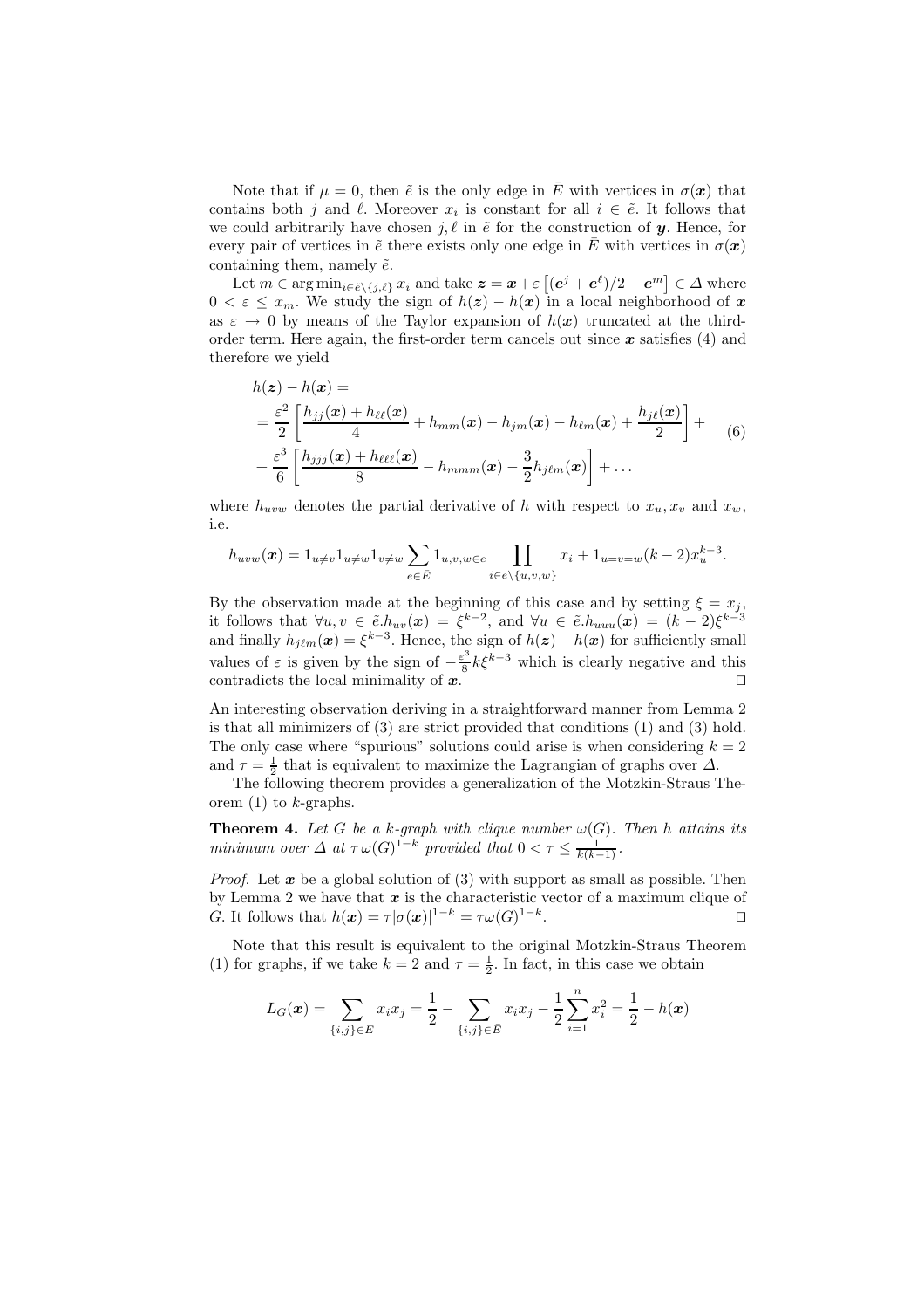Note that if $\mu = 0$, then $\tilde{e}$ is the only edge in $\bar{E}$ with vertices in $\sigma(\boldsymbol{x})$ that contains both $j$ and $\ell$. Moreover $x_i$ is constant for all $i \in \tilde{e}$. It follows that we could arbitrarily have chosen $j, \ell$ in $\tilde{e}$ for the construction of $\boldsymbol{y}$. Hence, for every pair of vertices in $\tilde{e}$ there exists only one edge in $\bar{E}$ with vertices in $\sigma(\boldsymbol{x})$ containing them, namely $\tilde{e}$.

Let $m \in \arg\min_{i \in \tilde{e} \setminus \{j,\ell\}} x_i$ and take $\boldsymbol{z} = \boldsymbol{x} + \varepsilon \left[ (\boldsymbol{e}^j + \boldsymbol{e}^\ell)/2 - \boldsymbol{e}^m \right] \in \Delta$ where $0 < \varepsilon \leq x_m$. We study the sign of $h(\boldsymbol{z}) - h(\boldsymbol{x})$ in a local neighborhood of $\boldsymbol{x}$ as $\varepsilon \to 0$ by means of the Taylor expansion of $h(\boldsymbol{x})$ truncated at the third-order term. Here again, the first-order term cancels out since $\boldsymbol{x}$ satisfies (4) and therefore we yield

$$
\begin{aligned}
& h(\boldsymbol{z}) - h(\boldsymbol{x}) = \\
& = \frac{\varepsilon^2}{2} \left[ \frac{h_{jj}(\boldsymbol{x}) + h_{\ell\ell}(\boldsymbol{x})}{4} + h_{mm}(\boldsymbol{x}) - h_{jm}(\boldsymbol{x}) - h_{\ell m}(\boldsymbol{x}) + \frac{h_{j\ell}(\boldsymbol{x})}{2} \right] + \\
& + \frac{\varepsilon^3}{6} \left[ \frac{h_{jjj}(\boldsymbol{x}) + h_{\ell\ell\ell}(\boldsymbol{x})}{8} - h_{mmm}(\boldsymbol{x}) - \frac{3}{2} h_{j\ell m}(\boldsymbol{x}) \right] + \ldots
\end{aligned}
\tag{6}
$$

where $h_{uvw}$ denotes the partial derivative of $h$ with respect to $x_u$, $x_v$ and $x_w$, i.e.

$$
h_{uvw}(\boldsymbol{x}) = 1_{u \neq v} 1_{u \neq w} 1_{v \neq w} \sum_{e \in \bar{E}} 1_{u,v,w \in e} \prod_{i \in e \setminus \{u,v,w\}} x_i + 1_{u=v=w} (k-2) x_u^{k-3}.
$$

By the observation made at the beginning of this case and by setting $\xi = x_j$, it follows that $\forall u, v \in \tilde{e}. h_{uv}(\boldsymbol{x}) = \xi^{k-2}$, and $\forall u \in \tilde{e}. h_{uuu}(\boldsymbol{x}) = (k-2)\xi^{k-3}$ and finally $h_{j\ell m}(\boldsymbol{x}) = \xi^{k-3}$. Hence, the sign of $h(\boldsymbol{z}) - h(\boldsymbol{x})$ for sufficiently small values of $\varepsilon$ is given by the sign of $-\frac{\varepsilon^3}{8} k \xi^{k-3}$ which is clearly negative and this contradicts the local minimality of $\boldsymbol{x}$. $\square$

An interesting observation deriving in a straightforward manner from Lemma 2 is that all minimizers of (3) are strict provided that conditions (1) and (3) hold. The only case where "spurious" solutions could arise is when considering $k = 2$ and $\tau = \frac{1}{2}$ that is equivalent to maximize the Lagrangian of graphs over $\Delta$.

The following theorem provides a generalization of the Motzkin-Straus Theorem (1) to $k$-graphs.

**Theorem 4.** *Let $G$ be a $k$-graph with clique number $\omega(G)$. Then $h$ attains its minimum over $\Delta$ at $\tau\, \omega(G)^{1-k}$ provided that $0 < \tau \leq \frac{1}{k(k-1)}$.*

*Proof.* Let $\boldsymbol{x}$ be a global solution of (3) with support as small as possible. Then by Lemma 2 we have that $\boldsymbol{x}$ is the characteristic vector of a maximum clique of $G$. It follows that $h(\boldsymbol{x}) = \tau |\sigma(\boldsymbol{x})|^{1-k} = \tau \omega(G)^{1-k}$. $\square$

Note that this result is equivalent to the original Motzkin-Straus Theorem (1) for graphs, if we take $k = 2$ and $\tau = \frac{1}{2}$. In fact, in this case we obtain

$$
L_G(\boldsymbol{x}) = \sum_{\{i,j\} \in E} x_i x_j = \frac{1}{2} - \sum_{\{i,j\} \in \bar{E}} x_i x_j - \frac{1}{2} \sum_{i=1}^{n} x_i^2 = \frac{1}{2} - h(\boldsymbol{x})
$$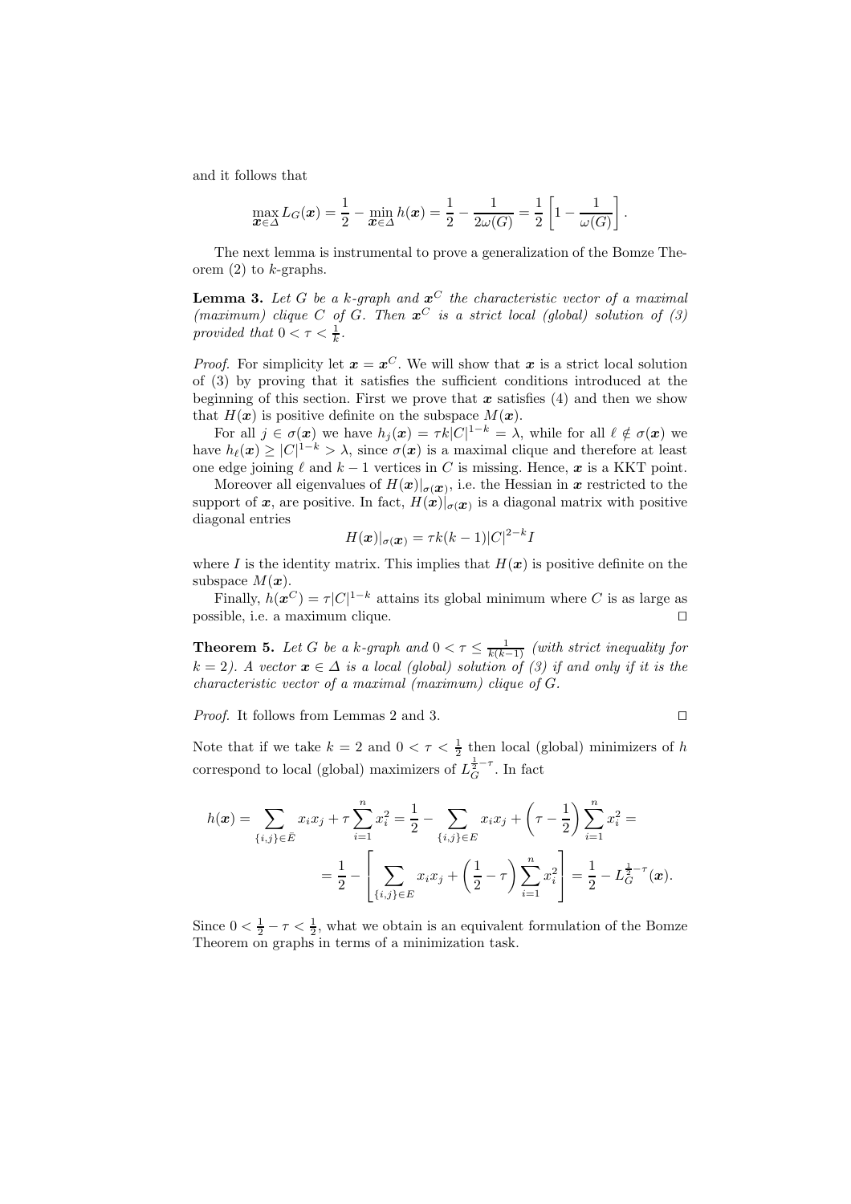and it follows that

$$\max_{\boldsymbol{x}\in\Delta} L_G(\boldsymbol{x}) = \frac{1}{2} - \min_{\boldsymbol{x}\in\Delta} h(\boldsymbol{x}) = \frac{1}{2} - \frac{1}{2\omega(G)} = \frac{1}{2}\left[1 - \frac{1}{\omega(G)}\right].$$

The next lemma is instrumental to prove a generalization of the Bomze Theorem (2) to $k$-graphs.

**Lemma 3.** *Let $G$ be a $k$-graph and $\boldsymbol{x}^C$ the characteristic vector of a maximal (maximum) clique $C$ of $G$. Then $\boldsymbol{x}^C$ is a strict local (global) solution of (3) provided that $0 < \tau < \frac{1}{k}$.*

*Proof.* For simplicity let $\boldsymbol{x} = \boldsymbol{x}^C$. We will show that $\boldsymbol{x}$ is a strict local solution of (3) by proving that it satisfies the sufficient conditions introduced at the beginning of this section. First we prove that $\boldsymbol{x}$ satisfies (4) and then we show that $H(\boldsymbol{x})$ is positive definite on the subspace $M(\boldsymbol{x})$.

For all $j \in \sigma(\boldsymbol{x})$ we have $h_j(\boldsymbol{x}) = \tau k |C|^{1-k} = \lambda$, while for all $\ell \notin \sigma(\boldsymbol{x})$ we have $h_\ell(\boldsymbol{x}) \geq |C|^{1-k} > \lambda$, since $\sigma(\boldsymbol{x})$ is a maximal clique and therefore at least one edge joining $\ell$ and $k-1$ vertices in $C$ is missing. Hence, $\boldsymbol{x}$ is a KKT point.

Moreover all eigenvalues of $H(\boldsymbol{x})|_{\sigma(\boldsymbol{x})}$, i.e. the Hessian in $\boldsymbol{x}$ restricted to the support of $\boldsymbol{x}$, are positive. In fact, $H(\boldsymbol{x})|_{\sigma(\boldsymbol{x})}$ is a diagonal matrix with positive diagonal entries

$$H(\boldsymbol{x})|_{\sigma(\boldsymbol{x})} = \tau k(k-1)|C|^{2-k} I$$

where $I$ is the identity matrix. This implies that $H(\boldsymbol{x})$ is positive definite on the subspace $M(\boldsymbol{x})$.

Finally, $h(\boldsymbol{x}^C) = \tau |C|^{1-k}$ attains its global minimum where $C$ is as large as possible, i.e. a maximum clique. ◻

**Theorem 5.** *Let $G$ be a $k$-graph and $0 < \tau \leq \frac{1}{k(k-1)}$ (with strict inequality for $k = 2$). A vector $\boldsymbol{x} \in \Delta$ is a local (global) solution of (3) if and only if it is the characteristic vector of a maximal (maximum) clique of $G$.*

*Proof.* It follows from Lemmas 2 and 3. ◻

Note that if we take $k = 2$ and $0 < \tau < \frac{1}{2}$ then local (global) minimizers of $h$ correspond to local (global) maximizers of $L_G^{\frac{1}{2}-\tau}$. In fact

$$h(\boldsymbol{x}) = \sum_{\{i,j\}\in\bar{E}} x_i x_j + \tau \sum_{i=1}^{n} x_i^2 = \frac{1}{2} - \sum_{\{i,j\}\in E} x_i x_j + \left(\tau - \frac{1}{2}\right) \sum_{i=1}^{n} x_i^2 =$$

$$= \frac{1}{2} - \left[\sum_{\{i,j\}\in E} x_i x_j + \left(\frac{1}{2} - \tau\right) \sum_{i=1}^{n} x_i^2\right] = \frac{1}{2} - L_G^{\frac{1}{2}-\tau}(\boldsymbol{x}).$$

Since $0 < \frac{1}{2} - \tau < \frac{1}{2}$, what we obtain is an equivalent formulation of the Bomze Theorem on graphs in terms of a minimization task.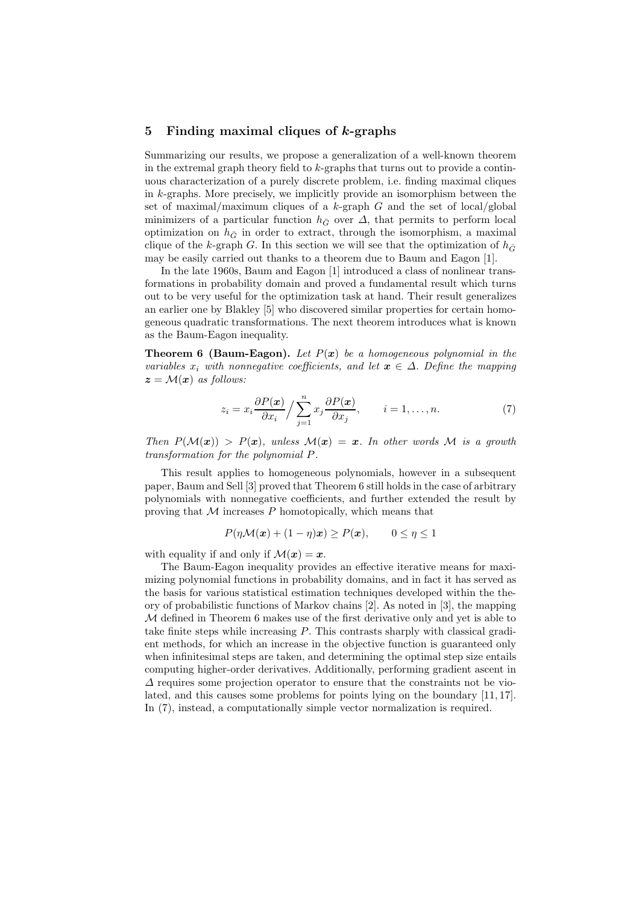## 5 Finding maximal cliques of *k*-graphs

Summarizing our results, we propose a generalization of a well-known theorem in the extremal graph theory field to $k$-graphs that turns out to provide a continuous characterization of a purely discrete problem, i.e. finding maximal cliques in $k$-graphs. More precisely, we implicitly provide an isomorphism between the set of maximal/maximum cliques of a $k$-graph $G$ and the set of local/global minimizers of a particular function $h_{\bar{G}}$ over $\Delta$, that permits to perform local optimization on $h_{\bar{G}}$ in order to extract, through the isomorphism, a maximal clique of the $k$-graph $G$. In this section we will see that the optimization of $h_{\bar{G}}$ may be easily carried out thanks to a theorem due to Baum and Eagon [1].

In the late 1960s, Baum and Eagon [1] introduced a class of nonlinear transformations in probability domain and proved a fundamental result which turns out to be very useful for the optimization task at hand. Their result generalizes an earlier one by Blakley [5] who discovered similar properties for certain homogeneous quadratic transformations. The next theorem introduces what is known as the Baum-Eagon inequality.

**Theorem 6 (Baum-Eagon).** *Let $P(\boldsymbol{x})$ be a homogeneous polynomial in the variables $x_i$ with nonnegative coefficients, and let $\boldsymbol{x} \in \Delta$. Define the mapping $\boldsymbol{z} = \mathcal{M}(\boldsymbol{x})$ as follows:*

$$z_i = x_i \frac{\partial P(\boldsymbol{x})}{\partial x_i} \Big/ \sum_{j=1}^{n} x_j \frac{\partial P(\boldsymbol{x})}{\partial x_j}, \qquad i = 1, \ldots, n. \tag{7}$$

*Then $P(\mathcal{M}(\boldsymbol{x})) > P(\boldsymbol{x})$, unless $\mathcal{M}(\boldsymbol{x}) = \boldsymbol{x}$. In other words $\mathcal{M}$ is a growth transformation for the polynomial $P$.*

This result applies to homogeneous polynomials, however in a subsequent paper, Baum and Sell [3] proved that Theorem 6 still holds in the case of arbitrary polynomials with nonnegative coefficients, and further extended the result by proving that $\mathcal{M}$ increases $P$ homotopically, which means that

$$P(\eta\mathcal{M}(\boldsymbol{x}) + (1 - \eta)\boldsymbol{x}) \geq P(\boldsymbol{x}), \qquad 0 \leq \eta \leq 1$$

with equality if and only if $\mathcal{M}(\boldsymbol{x}) = \boldsymbol{x}$.

The Baum-Eagon inequality provides an effective iterative means for maximizing polynomial functions in probability domains, and in fact it has served as the basis for various statistical estimation techniques developed within the theory of probabilistic functions of Markov chains [2]. As noted in [3], the mapping $\mathcal{M}$ defined in Theorem 6 makes use of the first derivative only and yet is able to take finite steps while increasing $P$. This contrasts sharply with classical gradient methods, for which an increase in the objective function is guaranteed only when infinitesimal steps are taken, and determining the optimal step size entails computing higher-order derivatives. Additionally, performing gradient ascent in $\Delta$ requires some projection operator to ensure that the constraints not be violated, and this causes some problems for points lying on the boundary [11, 17]. In (7), instead, a computationally simple vector normalization is required.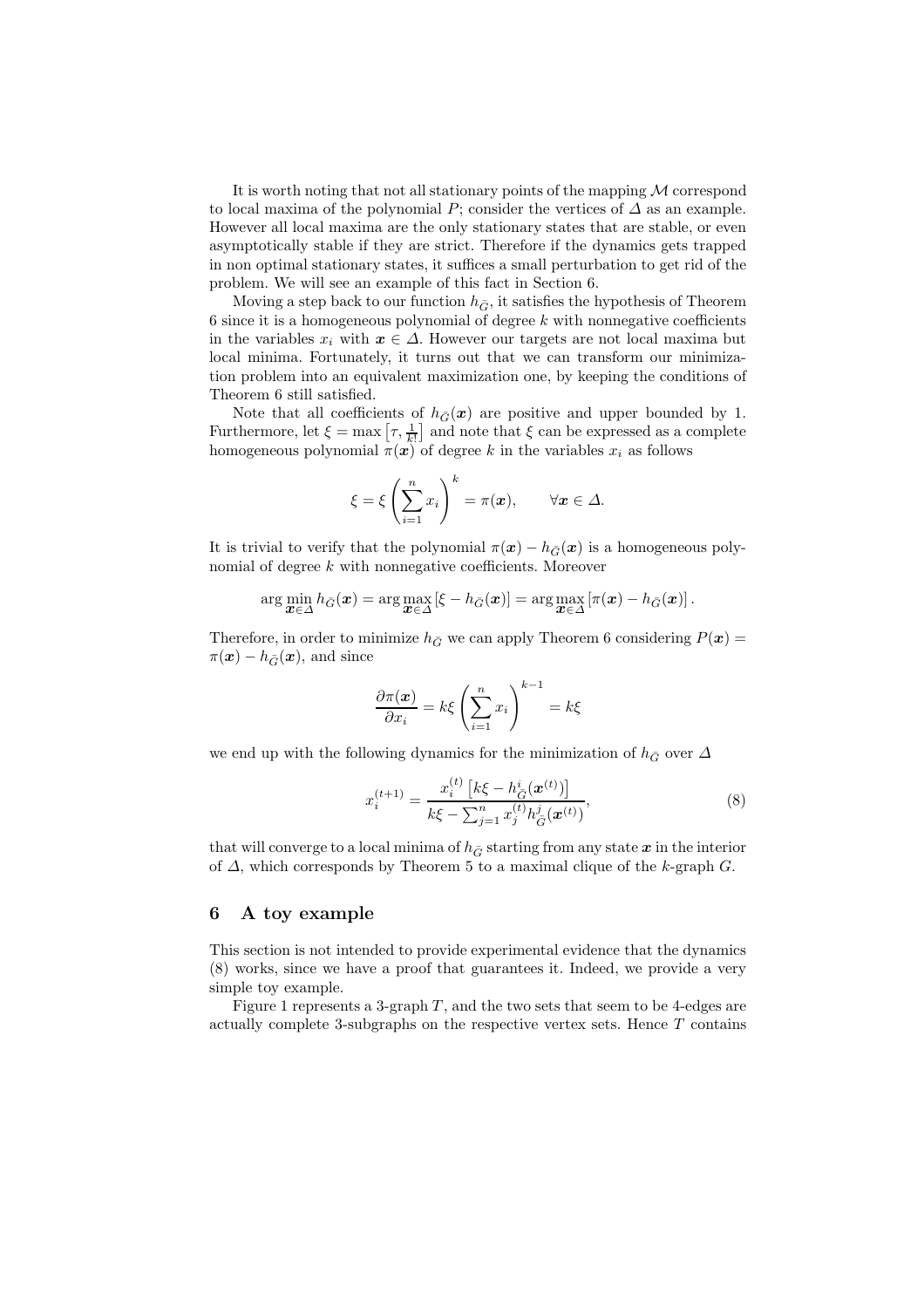It is worth noting that not all stationary points of the mapping $\mathcal{M}$ correspond to local maxima of the polynomial $P$; consider the vertices of $\Delta$ as an example. However all local maxima are the only stationary states that are stable, or even asymptotically stable if they are strict. Therefore if the dynamics gets trapped in non optimal stationary states, it suffices a small perturbation to get rid of the problem. We will see an example of this fact in Section 6.

Moving a step back to our function $h_{\bar{G}}$, it satisfies the hypothesis of Theorem 6 since it is a homogeneous polynomial of degree $k$ with nonnegative coefficients in the variables $x_i$ with $\boldsymbol{x} \in \Delta$. However our targets are not local maxima but local minima. Fortunately, it turns out that we can transform our minimization problem into an equivalent maximization one, by keeping the conditions of Theorem 6 still satisfied.

Note that all coefficients of $h_{\bar{G}}(\boldsymbol{x})$ are positive and upper bounded by 1. Furthermore, let $\xi = \max\left[\tau, \frac{1}{k!}\right]$ and note that $\xi$ can be expressed as a complete homogeneous polynomial $\pi(\boldsymbol{x})$ of degree $k$ in the variables $x_i$ as follows

$$\xi = \xi \left(\sum_{i=1}^{n} x_i\right)^k = \pi(\boldsymbol{x}), \qquad \forall \boldsymbol{x} \in \Delta.$$

It is trivial to verify that the polynomial $\pi(\boldsymbol{x}) - h_{\bar{G}}(\boldsymbol{x})$ is a homogeneous polynomial of degree $k$ with nonnegative coefficients. Moreover

$$\arg\min_{\boldsymbol{x}\in\Delta} h_{\bar{G}}(\boldsymbol{x}) = \arg\max_{\boldsymbol{x}\in\Delta} \left[\xi - h_{\bar{G}}(\boldsymbol{x})\right] = \arg\max_{\boldsymbol{x}\in\Delta} \left[\pi(\boldsymbol{x}) - h_{\bar{G}}(\boldsymbol{x})\right].$$

Therefore, in order to minimize $h_{\bar{G}}$ we can apply Theorem 6 considering $P(\boldsymbol{x}) = \pi(\boldsymbol{x}) - h_{\bar{G}}(\boldsymbol{x})$, and since

$$\frac{\partial \pi(\boldsymbol{x})}{\partial x_i} = k\xi \left(\sum_{i=1}^{n} x_i\right)^{k-1} = k\xi$$

we end up with the following dynamics for the minimization of $h_{\bar{G}}$ over $\Delta$

$$x_i^{(t+1)} = \frac{x_i^{(t)}\left[k\xi - h_{\bar{G}}^{i}(\boldsymbol{x}^{(t)})\right]}{k\xi - \sum_{j=1}^{n} x_j^{(t)} h_{\bar{G}}^{j}(\boldsymbol{x}^{(t)})}, \tag{8}$$

that will converge to a local minima of $h_{\bar{G}}$ starting from any state $\boldsymbol{x}$ in the interior of $\Delta$, which corresponds by Theorem 5 to a maximal clique of the $k$-graph $G$.

## 6 A toy example

This section is not intended to provide experimental evidence that the dynamics (8) works, since we have a proof that guarantees it. Indeed, we provide a very simple toy example.

Figure 1 represents a 3-graph $T$, and the two sets that seem to be 4-edges are actually complete 3-subgraphs on the respective vertex sets. Hence $T$ contains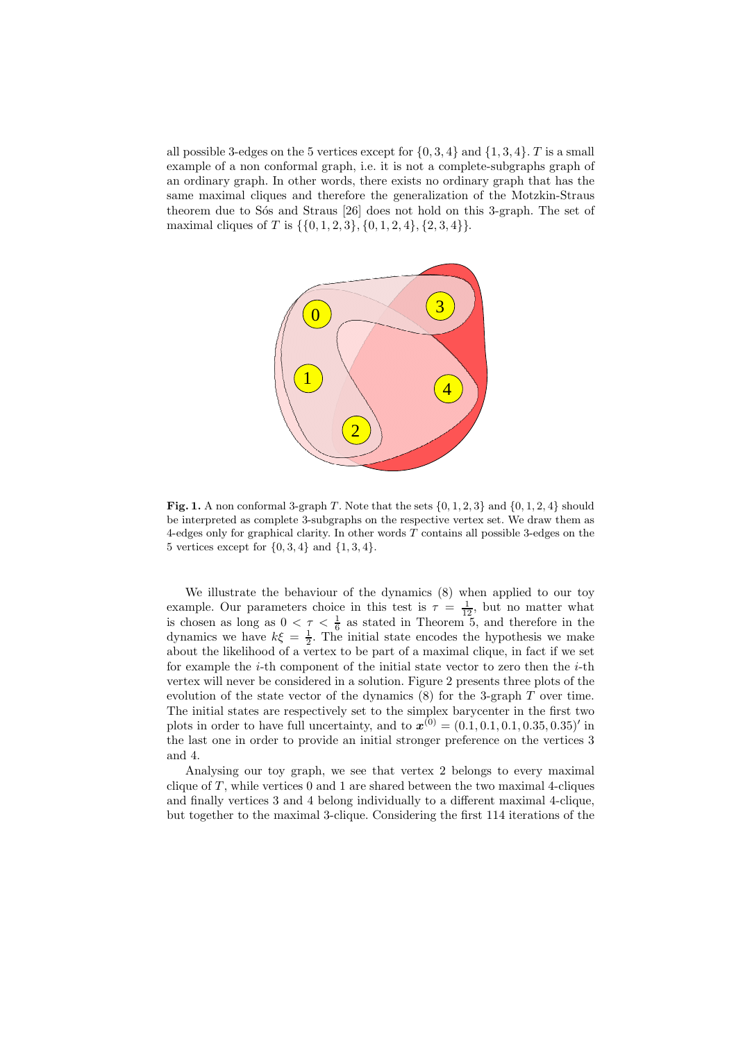all possible 3-edges on the 5 vertices except for $\{0, 3, 4\}$ and $\{1, 3, 4\}$. $T$ is a small example of a non conformal graph, i.e. it is not a complete-subgraphs graph of an ordinary graph. In other words, there exists no ordinary graph that has the same maximal cliques and therefore the generalization of the Motzkin-Straus theorem due to Sós and Straus [26] does not hold on this 3-graph. The set of maximal cliques of $T$ is $\{\{0, 1, 2, 3\}, \{0, 1, 2, 4\}, \{2, 3, 4\}\}$.

**Fig. 1.** A non conformal 3-graph $T$. Note that the sets $\{0, 1, 2, 3\}$ and $\{0, 1, 2, 4\}$ should be interpreted as complete 3-subgraphs on the respective vertex set. We draw them as 4-edges only for graphical clarity. In other words $T$ contains all possible 3-edges on the 5 vertices except for $\{0, 3, 4\}$ and $\{1, 3, 4\}$.

We illustrate the behaviour of the dynamics (8) when applied to our toy example. Our parameters choice in this test is $\tau = \frac{1}{12}$, but no matter what is chosen as long as $0 < \tau < \frac{1}{6}$ as stated in Theorem 5, and therefore in the dynamics we have $k\xi = \frac{1}{2}$. The initial state encodes the hypothesis we make about the likelihood of a vertex to be part of a maximal clique, in fact if we set for example the $i$-th component of the initial state vector to zero then the $i$-th vertex will never be considered in a solution. Figure 2 presents three plots of the evolution of the state vector of the dynamics (8) for the 3-graph $T$ over time. The initial states are respectively set to the simplex barycenter in the first two plots in order to have full uncertainty, and to $\boldsymbol{x}^{(0)} = (0.1, 0.1, 0.1, 0.35, 0.35)'$ in the last one in order to provide an initial stronger preference on the vertices 3 and 4.

Analysing our toy graph, we see that vertex 2 belongs to every maximal clique of $T$, while vertices 0 and 1 are shared between the two maximal 4-cliques and finally vertices 3 and 4 belong individually to a different maximal 4-clique, but together to the maximal 3-clique. Considering the first 114 iterations of the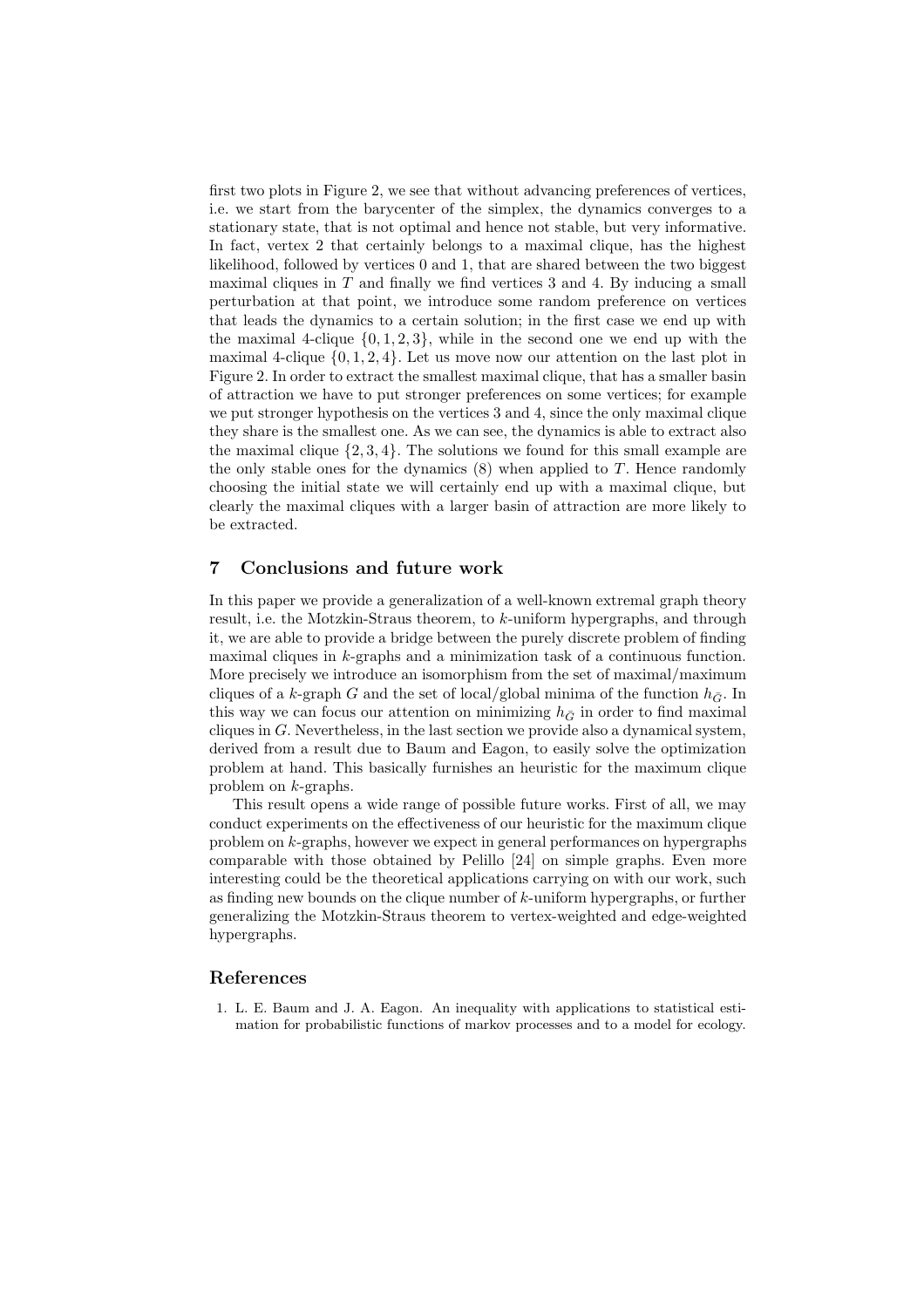first two plots in Figure 2, we see that without advancing preferences of vertices, i.e. we start from the barycenter of the simplex, the dynamics converges to a stationary state, that is not optimal and hence not stable, but very informative. In fact, vertex 2 that certainly belongs to a maximal clique, has the highest likelihood, followed by vertices 0 and 1, that are shared between the two biggest maximal cliques in $T$ and finally we find vertices 3 and 4. By inducing a small perturbation at that point, we introduce some random preference on vertices that leads the dynamics to a certain solution; in the first case we end up with the maximal 4-clique $\{0, 1, 2, 3\}$, while in the second one we end up with the maximal 4-clique $\{0, 1, 2, 4\}$. Let us move now our attention on the last plot in Figure 2. In order to extract the smallest maximal clique, that has a smaller basin of attraction we have to put stronger preferences on some vertices; for example we put stronger hypothesis on the vertices 3 and 4, since the only maximal clique they share is the smallest one. As we can see, the dynamics is able to extract also the maximal clique $\{2, 3, 4\}$. The solutions we found for this small example are the only stable ones for the dynamics (8) when applied to $T$. Hence randomly choosing the initial state we will certainly end up with a maximal clique, but clearly the maximal cliques with a larger basin of attraction are more likely to be extracted.

## 7 Conclusions and future work

In this paper we provide a generalization of a well-known extremal graph theory result, i.e. the Motzkin-Straus theorem, to $k$-uniform hypergraphs, and through it, we are able to provide a bridge between the purely discrete problem of finding maximal cliques in $k$-graphs and a minimization task of a continuous function. More precisely we introduce an isomorphism from the set of maximal/maximum cliques of a $k$-graph $G$ and the set of local/global minima of the function $h_{\bar{G}}$. In this way we can focus our attention on minimizing $h_{\bar{G}}$ in order to find maximal cliques in $G$. Nevertheless, in the last section we provide also a dynamical system, derived from a result due to Baum and Eagon, to easily solve the optimization problem at hand. This basically furnishes an heuristic for the maximum clique problem on $k$-graphs.

This result opens a wide range of possible future works. First of all, we may conduct experiments on the effectiveness of our heuristic for the maximum clique problem on $k$-graphs, however we expect in general performances on hypergraphs comparable with those obtained by Pelillo [24] on simple graphs. Even more interesting could be the theoretical applications carrying on with our work, such as finding new bounds on the clique number of $k$-uniform hypergraphs, or further generalizing the Motzkin-Straus theorem to vertex-weighted and edge-weighted hypergraphs.

## References

1. L. E. Baum and J. A. Eagon. An inequality with applications to statistical estimation for probabilistic functions of markov processes and to a model for ecology.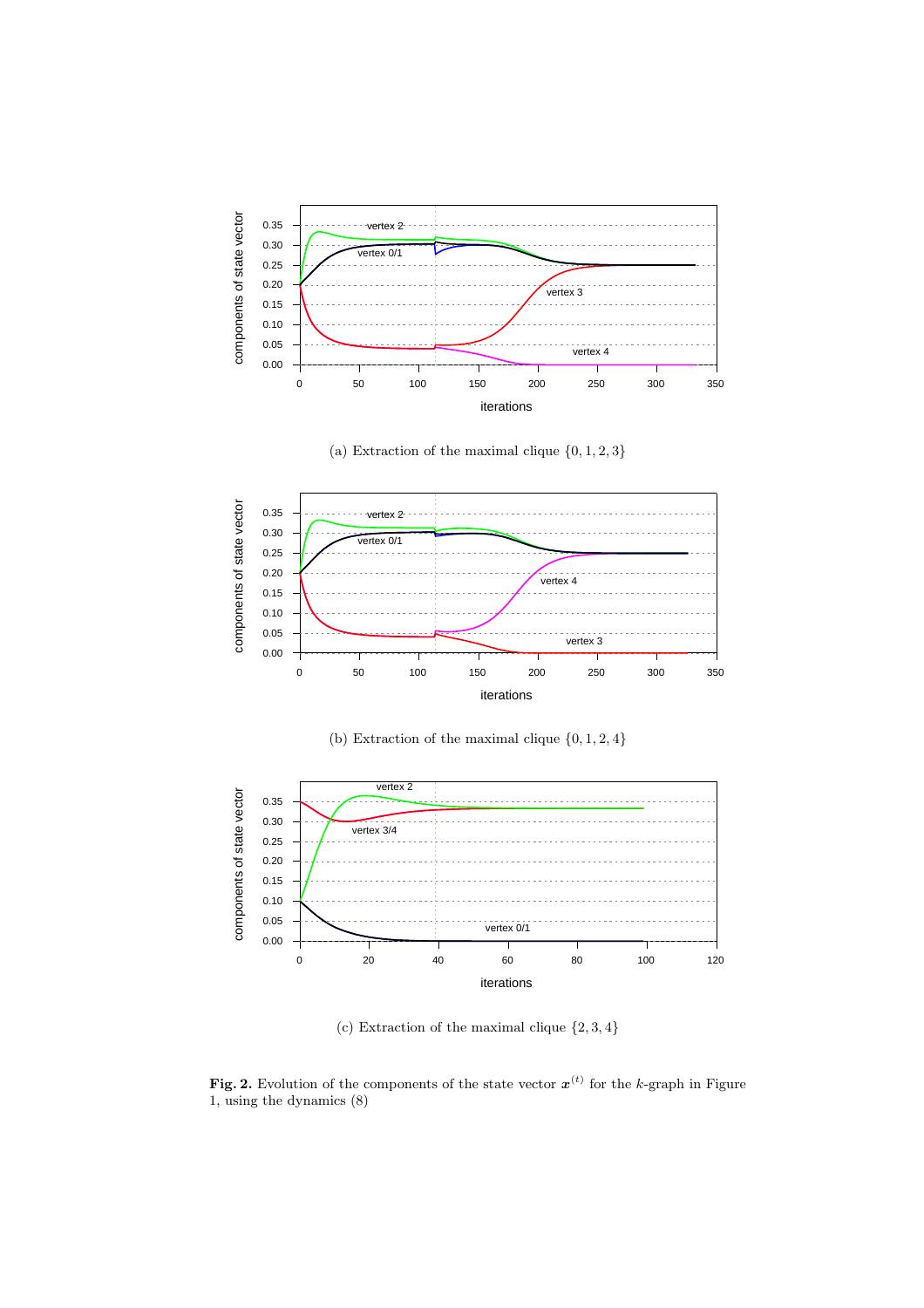(a) Extraction of the maximal clique $\{0, 1, 2, 3\}$

(b) Extraction of the maximal clique $\{0, 1, 2, 4\}$

(c) Extraction of the maximal clique $\{2, 3, 4\}$

**Fig. 2.** Evolution of the components of the state vector $\boldsymbol{x}^{(t)}$ for the $k$-graph in Figure 1, using the dynamics (8)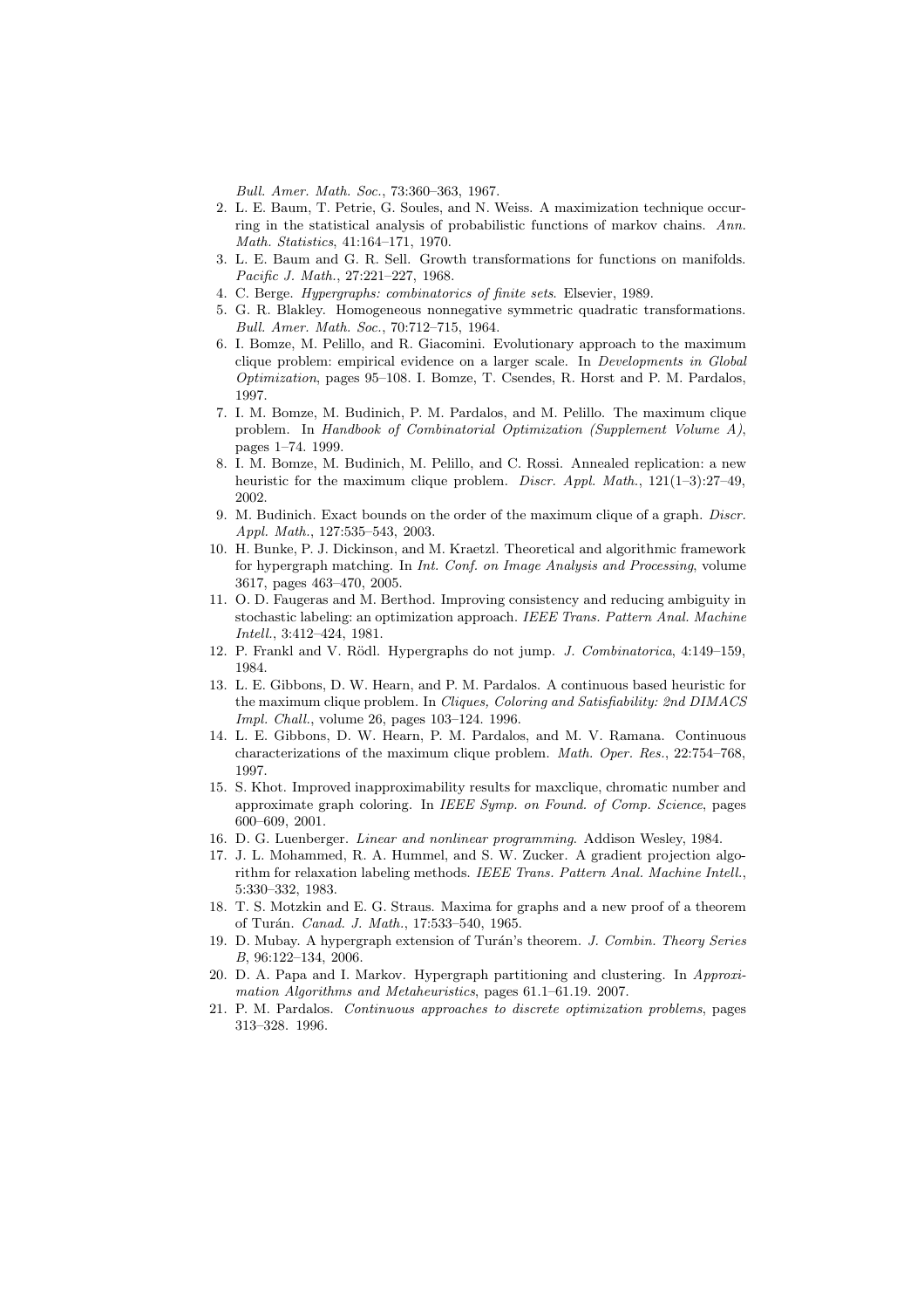*Bull. Amer. Math. Soc.*, 73:360–363, 1967.

2. L. E. Baum, T. Petrie, G. Soules, and N. Weiss. A maximization technique occurring in the statistical analysis of probabilistic functions of markov chains. *Ann. Math. Statistics*, 41:164–171, 1970.
3. L. E. Baum and G. R. Sell. Growth transformations for functions on manifolds. *Pacific J. Math.*, 27:221–227, 1968.
4. C. Berge. *Hypergraphs: combinatorics of finite sets*. Elsevier, 1989.
5. G. R. Blakley. Homogeneous nonnegative symmetric quadratic transformations. *Bull. Amer. Math. Soc.*, 70:712–715, 1964.
6. I. Bomze, M. Pelillo, and R. Giacomini. Evolutionary approach to the maximum clique problem: empirical evidence on a larger scale. In *Developments in Global Optimization*, pages 95–108. I. Bomze, T. Csendes, R. Horst and P. M. Pardalos, 1997.
7. I. M. Bomze, M. Budinich, P. M. Pardalos, and M. Pelillo. The maximum clique problem. In *Handbook of Combinatorial Optimization (Supplement Volume A)*, pages 1–74. 1999.
8. I. M. Bomze, M. Budinich, M. Pelillo, and C. Rossi. Annealed replication: a new heuristic for the maximum clique problem. *Discr. Appl. Math.*, 121(1–3):27–49, 2002.
9. M. Budinich. Exact bounds on the order of the maximum clique of a graph. *Discr. Appl. Math.*, 127:535–543, 2003.
10. H. Bunke, P. J. Dickinson, and M. Kraetzl. Theoretical and algorithmic framework for hypergraph matching. In *Int. Conf. on Image Analysis and Processing*, volume 3617, pages 463–470, 2005.
11. O. D. Faugeras and M. Berthod. Improving consistency and reducing ambiguity in stochastic labeling: an optimization approach. *IEEE Trans. Pattern Anal. Machine Intell.*, 3:412–424, 1981.
12. P. Frankl and V. Rödl. Hypergraphs do not jump. *J. Combinatorica*, 4:149–159, 1984.
13. L. E. Gibbons, D. W. Hearn, and P. M. Pardalos. A continuous based heuristic for the maximum clique problem. In *Cliques, Coloring and Satisfiability: 2nd DIMACS Impl. Chall.*, volume 26, pages 103–124. 1996.
14. L. E. Gibbons, D. W. Hearn, P. M. Pardalos, and M. V. Ramana. Continuous characterizations of the maximum clique problem. *Math. Oper. Res.*, 22:754–768, 1997.
15. S. Khot. Improved inapproximability results for maxclique, chromatic number and approximate graph coloring. In *IEEE Symp. on Found. of Comp. Science*, pages 600–609, 2001.
16. D. G. Luenberger. *Linear and nonlinear programming*. Addison Wesley, 1984.
17. J. L. Mohammed, R. A. Hummel, and S. W. Zucker. A gradient projection algorithm for relaxation labeling methods. *IEEE Trans. Pattern Anal. Machine Intell.*, 5:330–332, 1983.
18. T. S. Motzkin and E. G. Straus. Maxima for graphs and a new proof of a theorem of Turán. *Canad. J. Math.*, 17:533–540, 1965.
19. D. Mubay. A hypergraph extension of Turán's theorem. *J. Combin. Theory Series B*, 96:122–134, 2006.
20. D. A. Papa and I. Markov. Hypergraph partitioning and clustering. In *Approximation Algorithms and Metaheuristics*, pages 61.1–61.19. 2007.
21. P. M. Pardalos. *Continuous approaches to discrete optimization problems*, pages 313–328. 1996.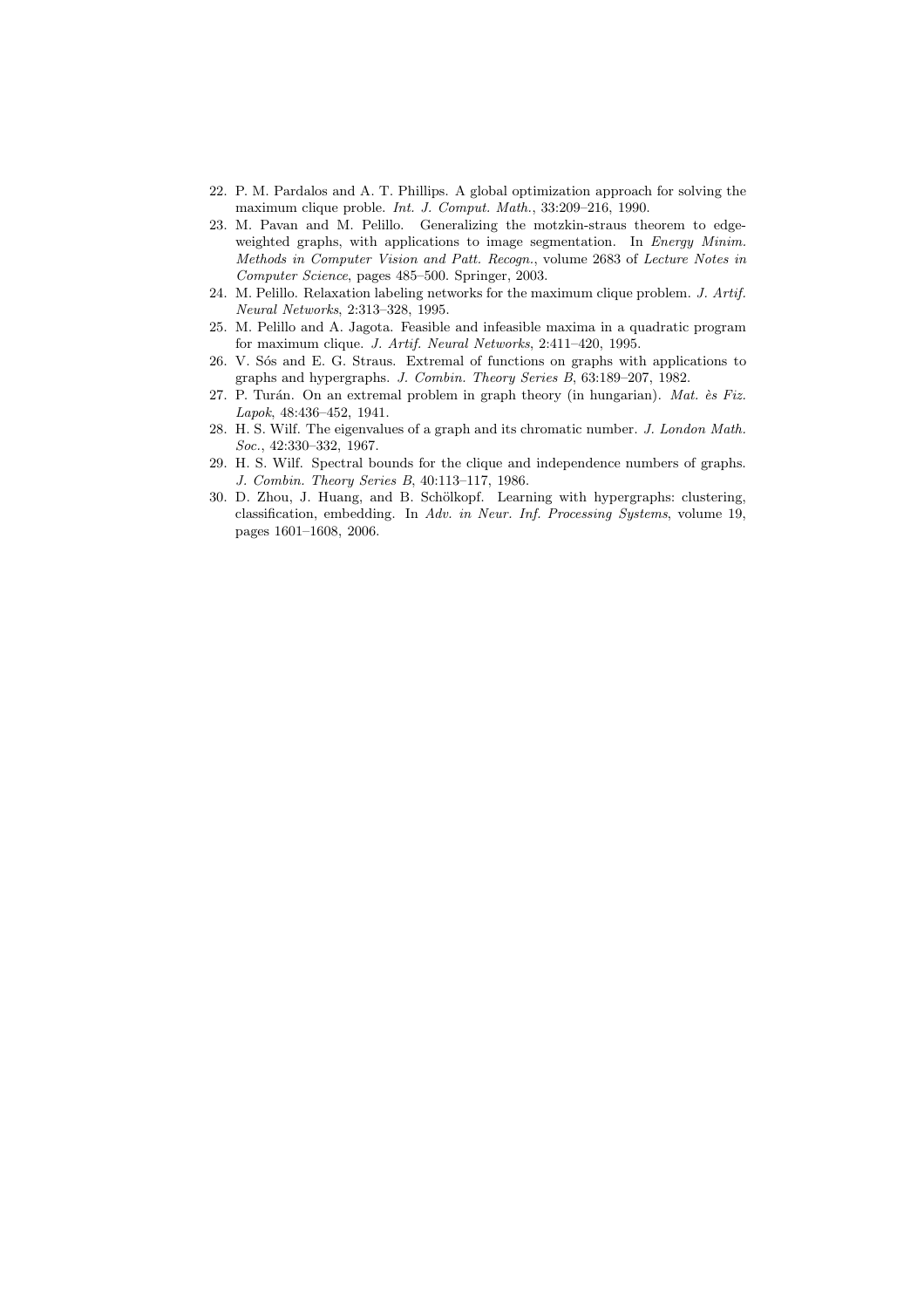22. P. M. Pardalos and A. T. Phillips. A global optimization approach for solving the maximum clique proble. *Int. J. Comput. Math.*, 33:209–216, 1990.
23. M. Pavan and M. Pelillo. Generalizing the motzkin-straus theorem to edge-weighted graphs, with applications to image segmentation. In *Energy Minim. Methods in Computer Vision and Patt. Recogn.*, volume 2683 of *Lecture Notes in Computer Science*, pages 485–500. Springer, 2003.
24. M. Pelillo. Relaxation labeling networks for the maximum clique problem. *J. Artif. Neural Networks*, 2:313–328, 1995.
25. M. Pelillo and A. Jagota. Feasible and infeasible maxima in a quadratic program for maximum clique. *J. Artif. Neural Networks*, 2:411–420, 1995.
26. V. Sós and E. G. Straus. Extremal of functions on graphs with applications to graphs and hypergraphs. *J. Combin. Theory Series B*, 63:189–207, 1982.
27. P. Turán. On an extremal problem in graph theory (in hungarian). *Mat. ès Fiz. Lapok*, 48:436–452, 1941.
28. H. S. Wilf. The eigenvalues of a graph and its chromatic number. *J. London Math. Soc.*, 42:330–332, 1967.
29. H. S. Wilf. Spectral bounds for the clique and independence numbers of graphs. *J. Combin. Theory Series B*, 40:113–117, 1986.
30. D. Zhou, J. Huang, and B. Schölkopf. Learning with hypergraphs: clustering, classification, embedding. In *Adv. in Neur. Inf. Processing Systems*, volume 19, pages 1601–1608, 2006.